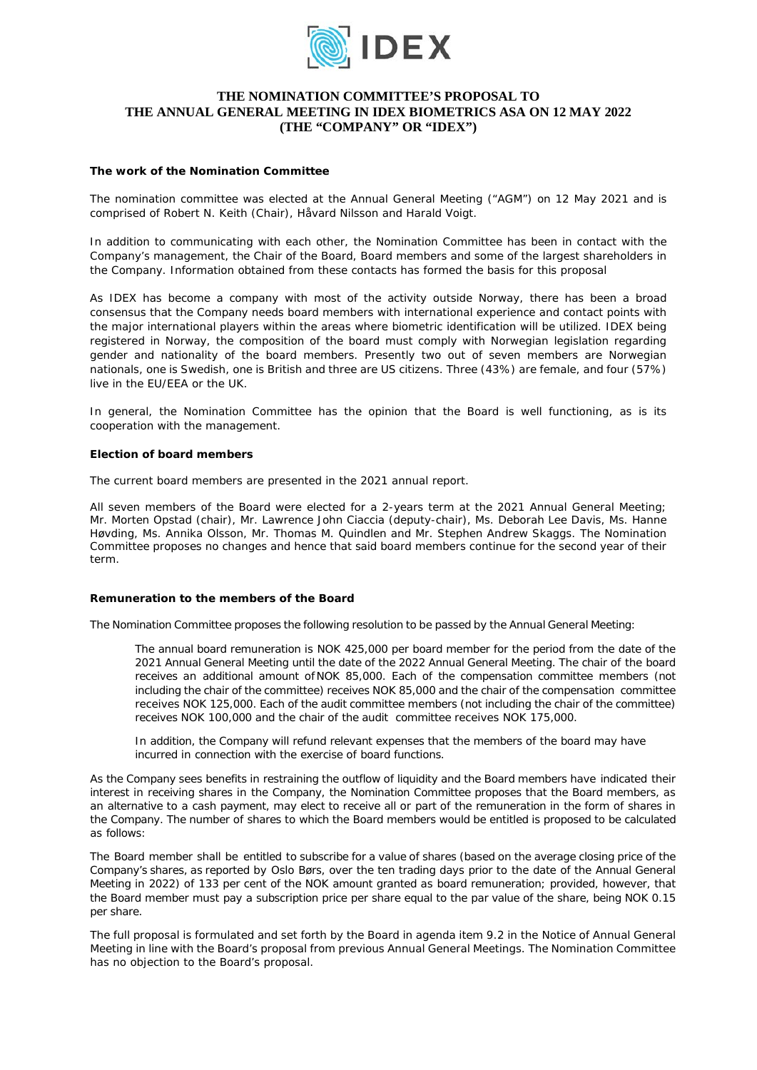# THE NOMINATION COMMITTEE'S PROPOSAL TO THE ANNUAL GENERAL MEETING IN IDEX BIOMETRICS ASA ON 12 MAY 2022 (THE "COMPANY" OR "IDEX")

**The work of the Nomination Committee**

The nomination committee was elected at the Annual General Meeting ("AGM") on 12 May 2021 and is comprised of Robert N. Keith (Chair), Håvard Nilsson and Harald Voigt.

In addition to communicating with each other, the Nomination Committee has been in contact with the Company's management, the Chair of the Board, Board members and some of the largest shareholders in the Company. Information obtained from these contacts has formed the basis for this proposal

As IDEX has become a company with most of the activity outside Norway, there has been a broad consensus that the Company needs board members with international experience and contact points with the major international players within the areas where biometric identification will be utilized. IDEX being registered in Norway, the composition of the board must comply with Norwegian legislation regarding gender and nationality of the board members. Presently two out of seven members are Norwegian nationals, one is Swedish, one is British and three are US citizens. Three (43%) are female, and four (57%) live in the EU/EEA or the UK.

In general, the Nomination Committee has the opinion that the Board is well functioning, as is its cooperation with the management.

**Election of board members**

The current board members are presented in the 2021 annual report.

All seven members of the Board were elected for a 2-years term at the 2021 Annual General Meeting; Mr. Morten Opstad (chair), Mr. Lawrence John Ciaccia (deputy-chair), Ms. Deborah Lee Davis, Ms. Hanne Høvding, Ms. Annika Olsson, Mr. Thomas M. Quindlen and Mr. Stephen Andrew Skaggs. The Nomination Committee proposes no changes and hence that said board members continue for the second year of their term.

**Remuneration to the members of the Board**

The Nomination Committee proposes the following resolution to be passed by the Annual General Meeting:

> The annual board remuneration is NOK 425,000 per board member for the period from the date of the 2021 Annual General Meeting until the date of the 2022 Annual General Meeting. The chair of the board receives an additional amount of NOK 85,000. Each of the compensation committee members (not including the chair of the committee) receives NOK 85,000 and the chair of the compensation committee receives NOK 125,000. Each of the audit committee members (not including the chair of the committee) receives NOK 100,000 and the chair of the audit committee receives NOK 175,000.
>
> In addition, the Company will refund relevant expenses that the members of the board may have incurred in connection with the exercise of board functions.

As the Company sees benefits in restraining the outflow of liquidity and the Board members have indicated their interest in receiving shares in the Company, the Nomination Committee proposes that the Board members, as an alternative to a cash payment, may elect to receive all or part of the remuneration in the form of shares in the Company. The number of shares to which the Board members would be entitled is proposed to be calculated as follows:

The Board member shall be entitled to subscribe for a value of shares (based on the average closing price of the Company's shares, as reported by Oslo Børs, over the ten trading days prior to the date of the Annual General Meeting in 2022) of 133 per cent of the NOK amount granted as board remuneration; provided, however, that the Board member must pay a subscription price per share equal to the par value of the share, being NOK 0.15 per share.

The full proposal is formulated and set forth by the Board in agenda item 9.2 in the Notice of Annual General Meeting in line with the Board's proposal from previous Annual General Meetings. The Nomination Committee has no objection to the Board's proposal.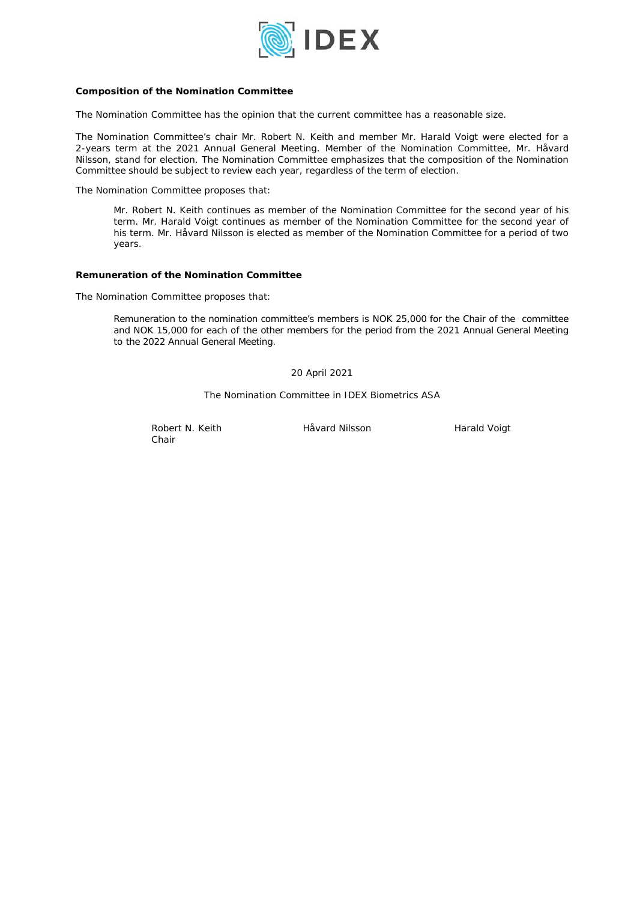**Composition of the Nomination Committee**

The Nomination Committee has the opinion that the current committee has a reasonable size.

The Nomination Committee's chair Mr. Robert N. Keith and member Mr. Harald Voigt were elected for a 2-years term at the 2021 Annual General Meeting. Member of the Nomination Committee, Mr. Håvard Nilsson, stand for election. The Nomination Committee emphasizes that the composition of the Nomination Committee should be subject to review each year, regardless of the term of election.

The Nomination Committee proposes that:

> Mr. Robert N. Keith continues as member of the Nomination Committee for the second year of his term. Mr. Harald Voigt continues as member of the Nomination Committee for the second year of his term. Mr. Håvard Nilsson is elected as member of the Nomination Committee for a period of two years.

**Remuneration of the Nomination Committee**

The Nomination Committee proposes that:

> Remuneration to the nomination committee's members is NOK 25,000 for the Chair of the committee and NOK 15,000 for each of the other members for the period from the 2021 Annual General Meeting to the 2022 Annual General Meeting.

20 April 2021

The Nomination Committee in IDEX Biometrics ASA

Robert N. Keith
Chair

Håvard Nilsson

Harald Voigt